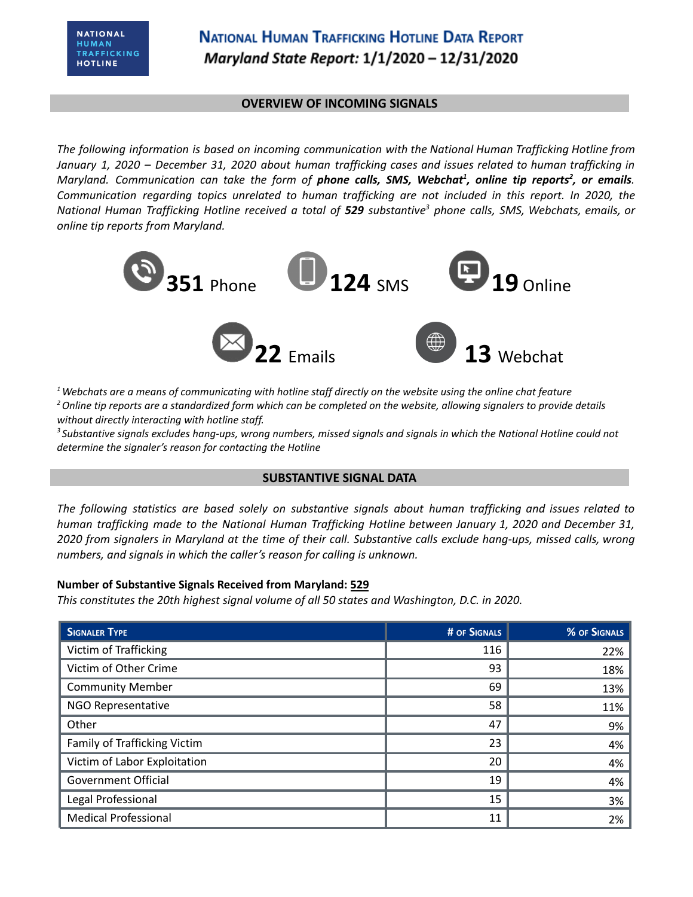NATIONAL HUMAN TRAFFICKING HOTLINE

# National Human Trafficking Hotline Data Report

## *Maryland State Report:* 1/1/2020 – 12/31/2020

### OVERVIEW OF INCOMING SIGNALS

*The following information is based on incoming communication with the National Human Trafficking Hotline from January 1, 2020 – December 31, 2020 about human trafficking cases and issues related to human trafficking in Maryland. Communication can take the form of **phone calls, SMS, Webchat[1], online tip reports[2], or emails**. Communication regarding topics unrelated to human trafficking are not included in this report. In 2020, the National Human Trafficking Hotline received a total of **529** substantive[3] phone calls, SMS, Webchats, emails, or online tip reports from Maryland.*

**351** Phone

**124** SMS

**19** Online

**22** Emails

**13** Webchat

*[1] Webchats are a means of communicating with hotline staff directly on the website using the online chat feature*
*[2] Online tip reports are a standardized form which can be completed on the website, allowing signalers to provide details without directly interacting with hotline staff.*
*[3] Substantive signals excludes hang-ups, wrong numbers, missed signals and signals in which the National Hotline could not determine the signaler's reason for contacting the Hotline*

### SUBSTANTIVE SIGNAL DATA

*The following statistics are based solely on substantive signals about human trafficking and issues related to human trafficking made to the National Human Trafficking Hotline between January 1, 2020 and December 31, 2020 from signalers in Maryland at the time of their call. Substantive calls exclude hang-ups, missed calls, wrong numbers, and signals in which the caller's reason for calling is unknown.*

**Number of Substantive Signals Received from Maryland: 529**
*This constitutes the 20th highest signal volume of all 50 states and Washington, D.C. in 2020.*

| Signaler Type | # of Signals | % of Signals |
|---|---|---|
| Victim of Trafficking | 116 | 22% |
| Victim of Other Crime | 93 | 18% |
| Community Member | 69 | 13% |
| NGO Representative | 58 | 11% |
| Other | 47 | 9% |
| Family of Trafficking Victim | 23 | 4% |
| Victim of Labor Exploitation | 20 | 4% |
| Government Official | 19 | 4% |
| Legal Professional | 15 | 3% |
| Medical Professional | 11 | 2% |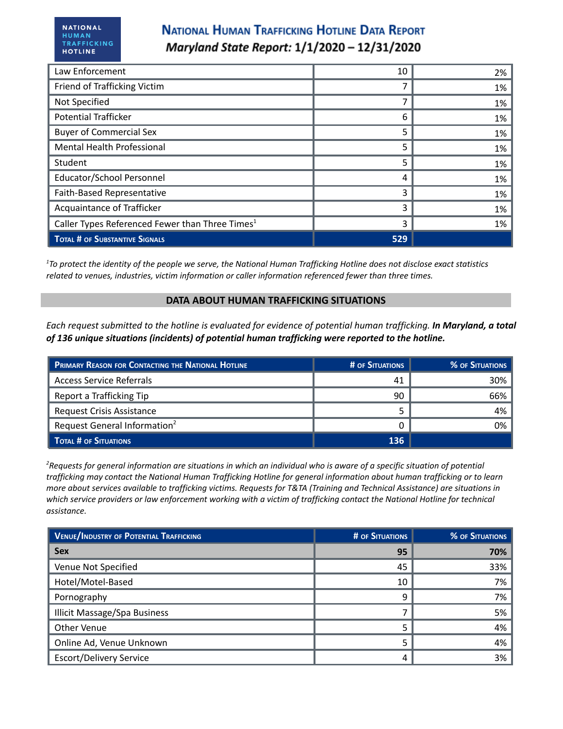| Law Enforcement | 10 | 2% |
|---|---|---|
| Friend of Trafficking Victim | 7 | 1% |
| Not Specified | 7 | 1% |
| Potential Trafficker | 6 | 1% |
| Buyer of Commercial Sex | 5 | 1% |
| Mental Health Professional | 5 | 1% |
| Student | 5 | 1% |
| Educator/School Personnel | 4 | 1% |
| Faith-Based Representative | 3 | 1% |
| Acquaintance of Trafficker | 3 | 1% |
| Caller Types Referenced Fewer than Three Times[1] | 3 | 1% |
| **Total # of Substantive Signals** | **529** | |

*[1]To protect the identity of the people we serve, the National Human Trafficking Hotline does not disclose exact statistics related to venues, industries, victim information or caller information referenced fewer than three times.*

## DATA ABOUT HUMAN TRAFFICKING SITUATIONS

*Each request submitted to the hotline is evaluated for evidence of potential human trafficking.* ***In Maryland, a total of 136 unique situations (incidents) of potential human trafficking were reported to the hotline.***

| Primary Reason for Contacting the National Hotline | # of Situations | % of Situations |
|---|---|---|
| Access Service Referrals | 41 | 30% |
| Report a Trafficking Tip | 90 | 66% |
| Request Crisis Assistance | 5 | 4% |
| Request General Information[2] | 0 | 0% |
| **Total # of Situations** | **136** | |

*[2]Requests for general information are situations in which an individual who is aware of a specific situation of potential trafficking may contact the National Human Trafficking Hotline for general information about human trafficking or to learn more about services available to trafficking victims. Requests for T&TA (Training and Technical Assistance) are situations in which service providers or law enforcement working with a victim of trafficking contact the National Hotline for technical assistance.*

| Venue/Industry of Potential Trafficking | # of Situations | % of Situations |
|---|---|---|
| **Sex** | **95** | **70%** |
| Venue Not Specified | 45 | 33% |
| Hotel/Motel-Based | 10 | 7% |
| Pornography | 9 | 7% |
| Illicit Massage/Spa Business | 7 | 5% |
| Other Venue | 5 | 4% |
| Online Ad, Venue Unknown | 5 | 4% |
| Escort/Delivery Service | 4 | 3% |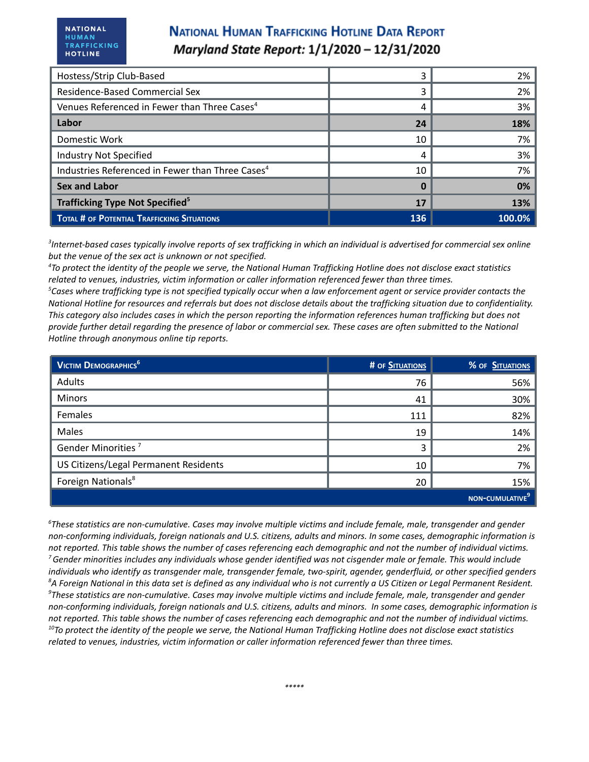| | | |
|---|---|---|
| Hostess/Strip Club-Based | 3 | 2% |
| Residence-Based Commercial Sex | 3 | 2% |
| Venues Referenced in Fewer than Three Cases[4] | 4 | 3% |
| **Labor** | **24** | **18%** |
| Domestic Work | 10 | 7% |
| Industry Not Specified | 4 | 3% |
| Industries Referenced in Fewer than Three Cases[4] | 10 | 7% |
| **Sex and Labor** | **0** | **0%** |
| **Trafficking Type Not Specified[5]** | **17** | **13%** |
| **Total # of Potential Trafficking Situations** | **136** | **100.0%** |

*[3]Internet-based cases typically involve reports of sex trafficking in which an individual is advertised for commercial sex online but the venue of the sex act is unknown or not specified.*
*[4]To protect the identity of the people we serve, the National Human Trafficking Hotline does not disclose exact statistics related to venues, industries, victim information or caller information referenced fewer than three times.*
*[5]Cases where trafficking type is not specified typically occur when a law enforcement agent or service provider contacts the National Hotline for resources and referrals but does not disclose details about the trafficking situation due to confidentiality. This category also includes cases in which the person reporting the information references human trafficking but does not provide further detail regarding the presence of labor or commercial sex. These cases are often submitted to the National Hotline through anonymous online tip reports.*

| Victim Demographics[6] | # of Situations | % of Situations |
|---|---|---|
| Adults | 76 | 56% |
| Minors | 41 | 30% |
| Females | 111 | 82% |
| Males | 19 | 14% |
| Gender Minorities [7] | 3 | 2% |
| US Citizens/Legal Permanent Residents | 10 | 7% |
| Foreign Nationals[8] | 20 | 15% |
| | | non-cumulative[9] |

*[6]These statistics are non-cumulative. Cases may involve multiple victims and include female, male, transgender and gender non-conforming individuals, foreign nationals and U.S. citizens, adults and minors. In some cases, demographic information is not reported. This table shows the number of cases referencing each demographic and not the number of individual victims.*
*[7] Gender minorities includes any individuals whose gender identified was not cisgender male or female. This would include individuals who identify as transgender male, transgender female, two-spirit, agender, genderfluid, or other specified genders*
*[8]A Foreign National in this data set is defined as any individual who is not currently a US Citizen or Legal Permanent Resident.*
*[9]These statistics are non-cumulative. Cases may involve multiple victims and include female, male, transgender and gender non-conforming individuals, foreign nationals and U.S. citizens, adults and minors. In some cases, demographic information is not reported. This table shows the number of cases referencing each demographic and not the number of individual victims.*
*[10]To protect the identity of the people we serve, the National Human Trafficking Hotline does not disclose exact statistics related to venues, industries, victim information or caller information referenced fewer than three times.*

*****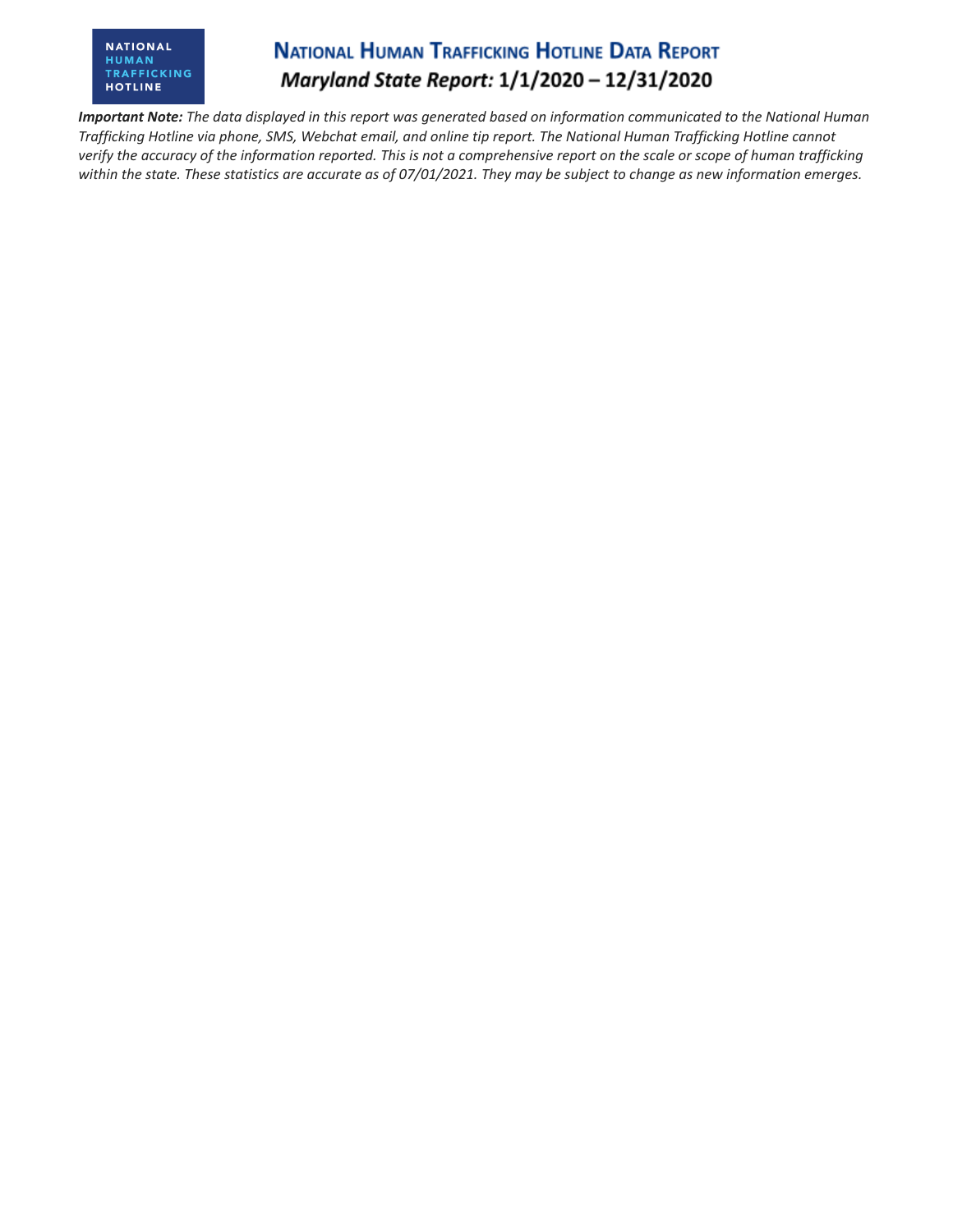NATIONAL HUMAN TRAFFICKING HOTLINE

# National Human Trafficking Hotline Data Report

## *Maryland State Report:* 1/1/2020 – 12/31/2020

***Important Note:*** *The data displayed in this report was generated based on information communicated to the National Human Trafficking Hotline via phone, SMS, Webchat email, and online tip report. The National Human Trafficking Hotline cannot verify the accuracy of the information reported. This is not a comprehensive report on the scale or scope of human trafficking within the state. These statistics are accurate as of 07/01/2021. They may be subject to change as new information emerges.*